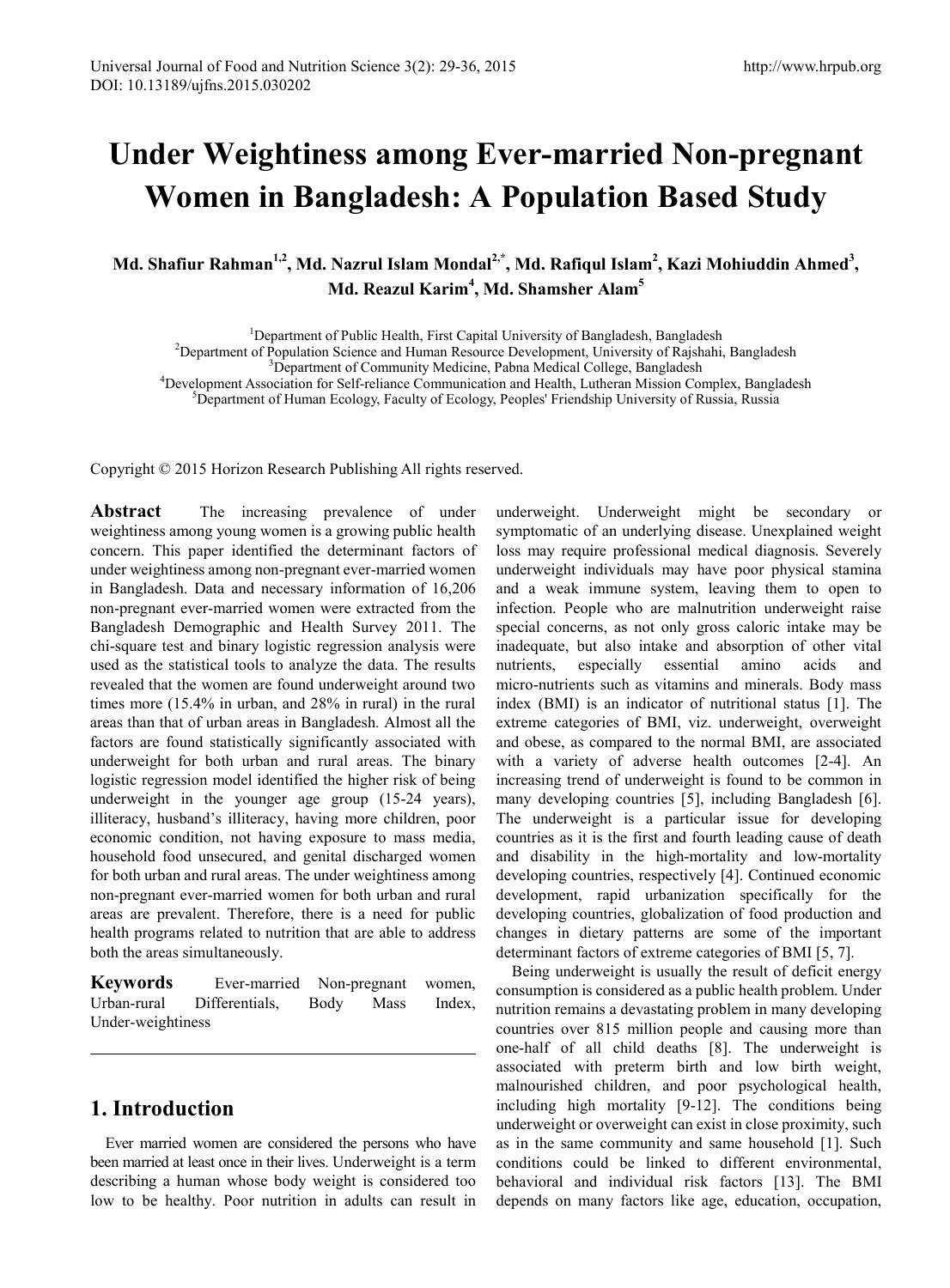# Under Weightiness among Ever-married Non-pregnant Women in Bangladesh: A Population Based Study

**Md. Shafiur Rahman[1,2], Md. Nazrul Islam Mondal[2,*], Md. Rafiqul Islam[2], Kazi Mohiuddin Ahmed[3], Md. Reazul Karim[4], Md. Shamsher Alam[5]**

[1]Department of Public Health, First Capital University of Bangladesh, Bangladesh
[2]Department of Population Science and Human Resource Development, University of Rajshahi, Bangladesh
[3]Department of Community Medicine, Pabna Medical College, Bangladesh
[4]Development Association for Self-reliance Communication and Health, Lutheran Mission Complex, Bangladesh
[5]Department of Human Ecology, Faculty of Ecology, Peoples' Friendship University of Russia, Russia

Copyright © 2015 Horizon Research Publishing All rights reserved.

**Abstract** The increasing prevalence of under weightiness among young women is a growing public health concern. This paper identified the determinant factors of under weightiness among non-pregnant ever-married women in Bangladesh. Data and necessary information of 16,206 non-pregnant ever-married women were extracted from the Bangladesh Demographic and Health Survey 2011. The chi-square test and binary logistic regression analysis were used as the statistical tools to analyze the data. The results revealed that the women are found underweight around two times more (15.4% in urban, and 28% in rural) in the rural areas than that of urban areas in Bangladesh. Almost all the factors are found statistically significantly associated with underweight for both urban and rural areas. The binary logistic regression model identified the higher risk of being underweight in the younger age group (15-24 years), illiteracy, husband's illiteracy, having more children, poor economic condition, not having exposure to mass media, household food unsecured, and genital discharged women for both urban and rural areas. The under weightiness among non-pregnant ever-married women for both urban and rural areas are prevalent. Therefore, there is a need for public health programs related to nutrition that are able to address both the areas simultaneously.

**Keywords** Ever-married Non-pregnant women, Urban-rural Differentials, Body Mass Index, Under-weightiness

## 1. Introduction

Ever married women are considered the persons who have been married at least once in their lives. Underweight is a term describing a human whose body weight is considered too low to be healthy. Poor nutrition in adults can result in underweight. Underweight might be secondary or symptomatic of an underlying disease. Unexplained weight loss may require professional medical diagnosis. Severely underweight individuals may have poor physical stamina and a weak immune system, leaving them to open to infection. People who are malnutrition underweight raise special concerns, as not only gross caloric intake may be inadequate, but also intake and absorption of other vital nutrients, especially essential amino acids and micro-nutrients such as vitamins and minerals. Body mass index (BMI) is an indicator of nutritional status [1]. The extreme categories of BMI, viz. underweight, overweight and obese, as compared to the normal BMI, are associated with a variety of adverse health outcomes [2-4]. An increasing trend of underweight is found to be common in many developing countries [5], including Bangladesh [6]. The underweight is a particular issue for developing countries as it is the first and fourth leading cause of death and disability in the high-mortality and low-mortality developing countries, respectively [4]. Continued economic development, rapid urbanization specifically for the developing countries, globalization of food production and changes in dietary patterns are some of the important determinant factors of extreme categories of BMI [5, 7].

Being underweight is usually the result of deficit energy consumption is considered as a public health problem. Under nutrition remains a devastating problem in many developing countries over 815 million people and causing more than one-half of all child deaths [8]. The underweight is associated with preterm birth and low birth weight, malnourished children, and poor psychological health, including high mortality [9-12]. The conditions being underweight or overweight can exist in close proximity, such as in the same community and same household [1]. Such conditions could be linked to different environmental, behavioral and individual risk factors [13]. The BMI depends on many factors like age, education, occupation,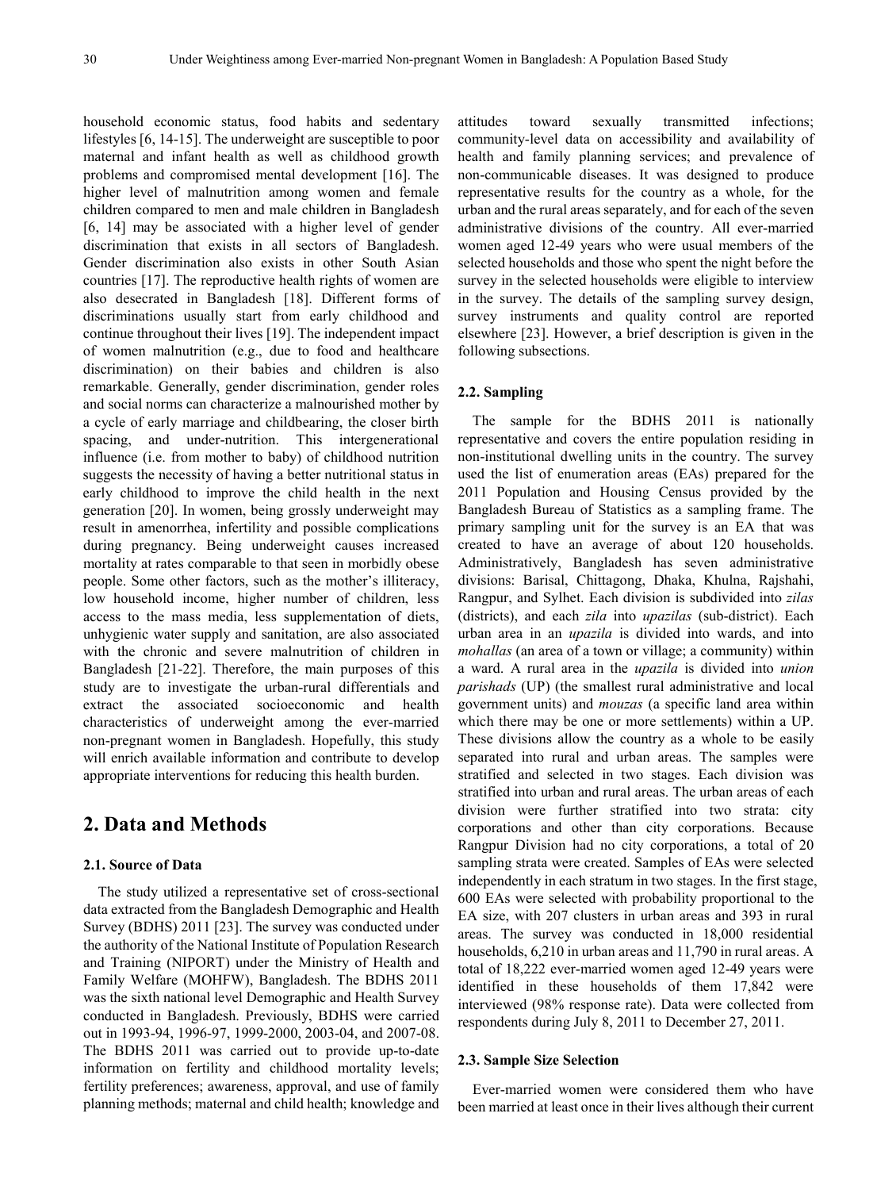household economic status, food habits and sedentary lifestyles [6, 14-15]. The underweight are susceptible to poor maternal and infant health as well as childhood growth problems and compromised mental development [16]. The higher level of malnutrition among women and female children compared to men and male children in Bangladesh [6, 14] may be associated with a higher level of gender discrimination that exists in all sectors of Bangladesh. Gender discrimination also exists in other South Asian countries [17]. The reproductive health rights of women are also desecrated in Bangladesh [18]. Different forms of discriminations usually start from early childhood and continue throughout their lives [19]. The independent impact of women malnutrition (e.g., due to food and healthcare discrimination) on their babies and children is also remarkable. Generally, gender discrimination, gender roles and social norms can characterize a malnourished mother by a cycle of early marriage and childbearing, the closer birth spacing, and under-nutrition. This intergenerational influence (i.e. from mother to baby) of childhood nutrition suggests the necessity of having a better nutritional status in early childhood to improve the child health in the next generation [20]. In women, being grossly underweight may result in amenorrhea, infertility and possible complications during pregnancy. Being underweight causes increased mortality at rates comparable to that seen in morbidly obese people. Some other factors, such as the mother's illiteracy, low household income, higher number of children, less access to the mass media, less supplementation of diets, unhygienic water supply and sanitation, are also associated with the chronic and severe malnutrition of children in Bangladesh [21-22]. Therefore, the main purposes of this study are to investigate the urban-rural differentials and extract the associated socioeconomic and health characteristics of underweight among the ever-married non-pregnant women in Bangladesh. Hopefully, this study will enrich available information and contribute to develop appropriate interventions for reducing this health burden.

## 2. Data and Methods

### 2.1. Source of Data

The study utilized a representative set of cross-sectional data extracted from the Bangladesh Demographic and Health Survey (BDHS) 2011 [23]. The survey was conducted under the authority of the National Institute of Population Research and Training (NIPORT) under the Ministry of Health and Family Welfare (MOHFW), Bangladesh. The BDHS 2011 was the sixth national level Demographic and Health Survey conducted in Bangladesh. Previously, BDHS were carried out in 1993-94, 1996-97, 1999-2000, 2003-04, and 2007-08. The BDHS 2011 was carried out to provide up-to-date information on fertility and childhood mortality levels; fertility preferences; awareness, approval, and use of family planning methods; maternal and child health; knowledge and attitudes toward sexually transmitted infections; community-level data on accessibility and availability of health and family planning services; and prevalence of non-communicable diseases. It was designed to produce representative results for the country as a whole, for the urban and the rural areas separately, and for each of the seven administrative divisions of the country. All ever-married women aged 12-49 years who were usual members of the selected households and those who spent the night before the survey in the selected households were eligible to interview in the survey. The details of the sampling survey design, survey instruments and quality control are reported elsewhere [23]. However, a brief description is given in the following subsections.

### 2.2. Sampling

The sample for the BDHS 2011 is nationally representative and covers the entire population residing in non-institutional dwelling units in the country. The survey used the list of enumeration areas (EAs) prepared for the 2011 Population and Housing Census provided by the Bangladesh Bureau of Statistics as a sampling frame. The primary sampling unit for the survey is an EA that was created to have an average of about 120 households. Administratively, Bangladesh has seven administrative divisions: Barisal, Chittagong, Dhaka, Khulna, Rajshahi, Rangpur, and Sylhet. Each division is subdivided into *zilas* (districts), and each *zila* into *upazilas* (sub-district). Each urban area in an *upazila* is divided into wards, and into *mohallas* (an area of a town or village; a community) within a ward. A rural area in the *upazila* is divided into *union parishads* (UP) (the smallest rural administrative and local government units) and *mouzas* (a specific land area within which there may be one or more settlements) within a UP. These divisions allow the country as a whole to be easily separated into rural and urban areas. The samples were stratified and selected in two stages. Each division was stratified into urban and rural areas. The urban areas of each division were further stratified into two strata: city corporations and other than city corporations. Because Rangpur Division had no city corporations, a total of 20 sampling strata were created. Samples of EAs were selected independently in each stratum in two stages. In the first stage, 600 EAs were selected with probability proportional to the EA size, with 207 clusters in urban areas and 393 in rural areas. The survey was conducted in 18,000 residential households, 6,210 in urban areas and 11,790 in rural areas. A total of 18,222 ever-married women aged 12-49 years were identified in these households of them 17,842 were interviewed (98% response rate). Data were collected from respondents during July 8, 2011 to December 27, 2011.

### 2.3. Sample Size Selection

Ever-married women were considered them who have been married at least once in their lives although their current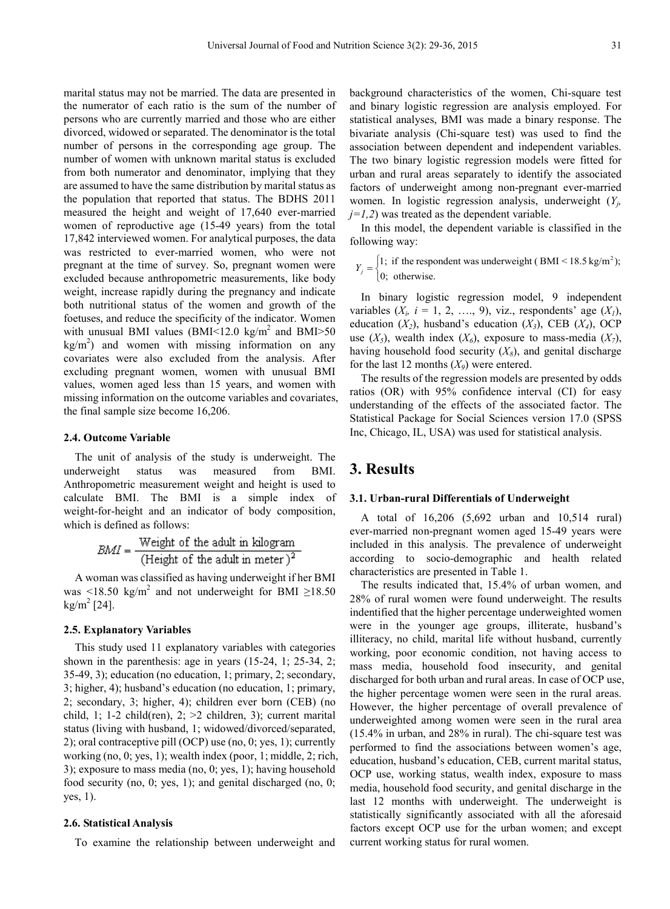marital status may not be married. The data are presented in the numerator of each ratio is the sum of the number of persons who are currently married and those who are either divorced, widowed or separated. The denominator is the total number of persons in the corresponding age group. The number of women with unknown marital status is excluded from both numerator and denominator, implying that they are assumed to have the same distribution by marital status as the population that reported that status. The BDHS 2011 measured the height and weight of 17,640 ever-married women of reproductive age (15-49 years) from the total 17,842 interviewed women. For analytical purposes, the data was restricted to ever-married women, who were not pregnant at the time of survey. So, pregnant women were excluded because anthropometric measurements, like body weight, increase rapidly during the pregnancy and indicate both nutritional status of the women and growth of the foetuses, and reduce the specificity of the indicator. Women with unusual BMI values (BMI<12.0 kg/m$^2$ and BMI>50 kg/m$^2$) and women with missing information on any covariates were also excluded from the analysis. After excluding pregnant women, women with unusual BMI values, women aged less than 15 years, and women with missing information on the outcome variables and covariates, the final sample size become 16,206.

### 2.4. Outcome Variable

The unit of analysis of the study is underweight. The underweight status was measured from BMI. Anthropometric measurement weight and height is used to calculate BMI. The BMI is a simple index of weight-for-height and an indicator of body composition, which is defined as follows:

$$BMI = \frac{\text{Weight of the adult in kilogram}}{(\text{Height of the adult in meter})^2}$$

A woman was classified as having underweight if her BMI was <18.50 kg/m$^2$ and not underweight for BMI ≥18.50 kg/m$^2$ [24].

### 2.5. Explanatory Variables

This study used 11 explanatory variables with categories shown in the parenthesis: age in years (15-24, 1; 25-34, 2; 35-49, 3); education (no education, 1; primary, 2; secondary, 3; higher, 4); husband's education (no education, 1; primary, 2; secondary, 3; higher, 4); children ever born (CEB) (no child, 1; 1-2 child(ren), 2; >2 children, 3); current marital status (living with husband, 1; widowed/divorced/separated, 2); oral contraceptive pill (OCP) use (no, 0; yes, 1); currently working (no, 0; yes, 1); wealth index (poor, 1; middle, 2; rich, 3); exposure to mass media (no, 0; yes, 1); having household food security (no, 0; yes, 1); and genital discharged (no, 0; yes, 1).

### 2.6. Statistical Analysis

To examine the relationship between underweight and background characteristics of the women, Chi-square test and binary logistic regression are analysis employed. For statistical analyses, BMI was made a binary response. The bivariate analysis (Chi-square test) was used to find the association between dependent and independent variables. The two binary logistic regression models were fitted for urban and rural areas separately to identify the associated factors of underweight among non-pregnant ever-married women. In logistic regression analysis, underweight ($Y_j$, $j=1,2$) was treated as the dependent variable.

In this model, the dependent variable is classified in the following way:

$$Y_j = \begin{cases} 1; & \text{if the respondent was underweight ( BMI < 18.5 kg/m}^2\text{);} \\ 0; & \text{otherwise.} \end{cases}$$

In binary logistic regression model, 9 independent variables ($X_i$, $i$ = 1, 2, …., 9), viz., respondents' age ($X_1$), education ($X_2$), husband's education ($X_3$), CEB ($X_4$), OCP use ($X_5$), wealth index ($X_6$), exposure to mass-media ($X_7$), having household food security ($X_8$), and genital discharge for the last 12 months ($X_9$) were entered.

The results of the regression models are presented by odds ratios (OR) with 95% confidence interval (CI) for easy understanding of the effects of the associated factor. The Statistical Package for Social Sciences version 17.0 (SPSS Inc, Chicago, IL, USA) was used for statistical analysis.

## 3. Results

### 3.1. Urban-rural Differentials of Underweight

A total of 16,206 (5,692 urban and 10,514 rural) ever-married non-pregnant women aged 15-49 years were included in this analysis. The prevalence of underweight according to socio-demographic and health related characteristics are presented in Table 1.

The results indicated that, 15.4% of urban women, and 28% of rural women were found underweight. The results indentified that the higher percentage underweighted women were in the younger age groups, illiterate, husband's illiteracy, no child, marital life without husband, currently working, poor economic condition, not having access to mass media, household food insecurity, and genital discharged for both urban and rural areas. In case of OCP use, the higher percentage women were seen in the rural areas. However, the higher percentage of overall prevalence of underweighted among women were seen in the rural area (15.4% in urban, and 28% in rural). The chi-square test was performed to find the associations between women's age, education, husband's education, CEB, current marital status, OCP use, working status, wealth index, exposure to mass media, household food security, and genital discharge in the last 12 months with underweight. The underweight is statistically significantly associated with all the aforesaid factors except OCP use for the urban women; and except current working status for rural women.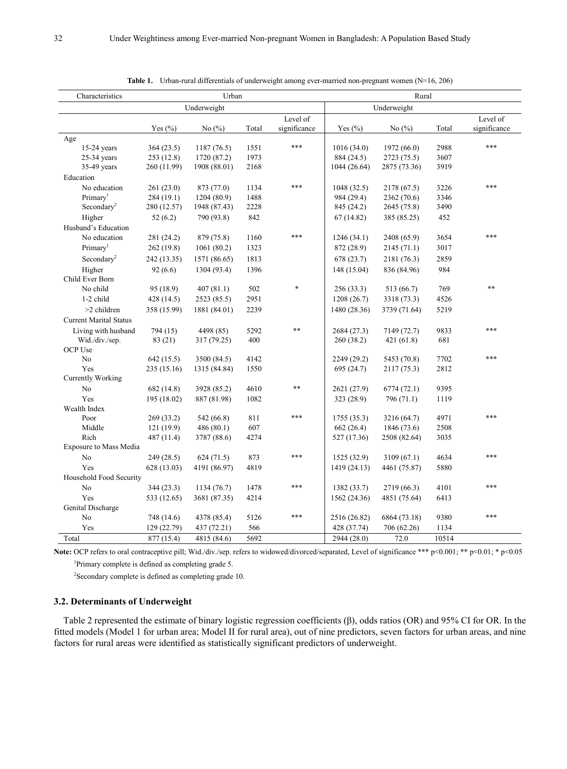**Table 1.** Urban-rural differentials of underweight among ever-married non-pregnant women (N=16, 206)

| Characteristics | Urban | | | | Rural | | | |
|---|---|---|---|---|---|---|---|---|
| | Underweight | | | | Underweight | | | |
| | Yes (%) | No (%) | Total | Level of significance | Yes (%) | No (%) | Total | Level of significance |
| **Age** | | | | | | | | |
| 15-24 years | 364 (23.5) | 1187 (76.5) | 1551 | *** | 1016 (34.0) | 1972 (66.0) | 2988 | *** |
| 25-34 years | 253 (12.8) | 1720 (87.2) | 1973 | | 884 (24.5) | 2723 (75.5) | 3607 | |
| 35-49 years | 260 (11.99) | 1908 (88.01) | 2168 | | 1044 (26.64) | 2875 (73.36) | 3919 | |
| **Education** | | | | | | | | |
| No education | 261 (23.0) | 873 (77.0) | 1134 | *** | 1048 (32.5) | 2178 (67.5) | 3226 | *** |
| Primary[1] | 284 (19.1) | 1204 (80.9) | 1488 | | 984 (29.4) | 2362 (70.6) | 3346 | |
| Secondary[2] | 280 (12.57) | 1948 (87.43) | 2228 | | 845 (24.2) | 2645 (75.8) | 3490 | |
| Higher | 52 (6.2) | 790 (93.8) | 842 | | 67 (14.82) | 385 (85.25) | 452 | |
| **Husband's Education** | | | | | | | | |
| No education | 281 (24.2) | 879 (75.8) | 1160 | *** | 1246 (34.1) | 2408 (65.9) | 3654 | *** |
| Primary[1] | 262 (19.8) | 1061 (80.2) | 1323 | | 872 (28.9) | 2145 (71.1) | 3017 | |
| Secondary[2] | 242 (13.35) | 1571 (86.65) | 1813 | | 678 (23.7) | 2181 (76.3) | 2859 | |
| Higher | 92 (6.6) | 1304 (93.4) | 1396 | | 148 (15.04) | 836 (84.96) | 984 | |
| **Child Ever Born** | | | | | | | | |
| No child | 95 (18.9) | 407 (81.1) | 502 | * | 256 (33.3) | 513 (66.7) | 769 | ** |
| 1-2 child | 428 (14.5) | 2523 (85.5) | 2951 | | 1208 (26.7) | 3318 (73.3) | 4526 | |
| >2 children | 358 (15.99) | 1881 (84.01) | 2239 | | 1480 (28.36) | 3739 (71.64) | 5219 | |
| **Current Marital Status** | | | | | | | | |
| Living with husband | 794 (15) | 4498 (85) | 5292 | ** | 2684 (27.3) | 7149 (72.7) | 9833 | *** |
| Wid./div./sep. | 83 (21) | 317 (79.25) | 400 | | 260 (38.2) | 421 (61.8) | 681 | |
| **OCP Use** | | | | | | | | |
| No | 642 (15.5) | 3500 (84.5) | 4142 | | 2249 (29.2) | 5453 (70.8) | 7702 | *** |
| Yes | 235 (15.16) | 1315 (84.84) | 1550 | | 695 (24.7) | 2117 (75.3) | 2812 | |
| **Currently Working** | | | | | | | | |
| No | 682 (14.8) | 3928 (85.2) | 4610 | ** | 2621 (27.9) | 6774 (72.1) | 9395 | |
| Yes | 195 (18.02) | 887 (81.98) | 1082 | | 323 (28.9) | 796 (71.1) | 1119 | |
| **Wealth Index** | | | | | | | | |
| Poor | 269 (33.2) | 542 (66.8) | 811 | *** | 1755 (35.3) | 3216 (64.7) | 4971 | *** |
| Middle | 121 (19.9) | 486 (80.1) | 607 | | 662 (26.4) | 1846 (73.6) | 2508 | |
| Rich | 487 (11.4) | 3787 (88.6) | 4274 | | 527 (17.36) | 2508 (82.64) | 3035 | |
| **Exposure to Mass Media** | | | | | | | | |
| No | 249 (28.5) | 624 (71.5) | 873 | *** | 1525 (32.9) | 3109 (67.1) | 4634 | *** |
| Yes | 628 (13.03) | 4191 (86.97) | 4819 | | 1419 (24.13) | 4461 (75.87) | 5880 | |
| **Household Food Security** | | | | | | | | |
| No | 344 (23.3) | 1134 (76.7) | 1478 | *** | 1382 (33.7) | 2719 (66.3) | 4101 | *** |
| Yes | 533 (12.65) | 3681 (87.35) | 4214 | | 1562 (24.36) | 4851 (75.64) | 6413 | |
| **Genital Discharge** | | | | | | | | |
| No | 748 (14.6) | 4378 (85.4) | 5126 | *** | 2516 (26.82) | 6864 (73.18) | 9380 | *** |
| Yes | 129 (22.79) | 437 (72.21) | 566 | | 428 (37.74) | 706 (62.26) | 1134 | |
| Total | 877 (15.4) | 4815 (84.6) | 5692 | | 2944 (28.0) | 72.0 | 10514 | |

**Note:** OCP refers to oral contraceptive pill; Wid./div./sep. refers to widowed/divorced/separated, Level of significance *** p<0.001; ** p<0.01; * p<0.05

[1]Primary complete is defined as completing grade 5.

[2]Secondary complete is defined as completing grade 10.

### 3.2. Determinants of Underweight

Table 2 represented the estimate of binary logistic regression coefficients (β), odds ratios (OR) and 95% CI for OR. In the fitted models (Model 1 for urban area; Model II for rural area), out of nine predictors, seven factors for urban areas, and nine factors for rural areas were identified as statistically significant predictors of underweight.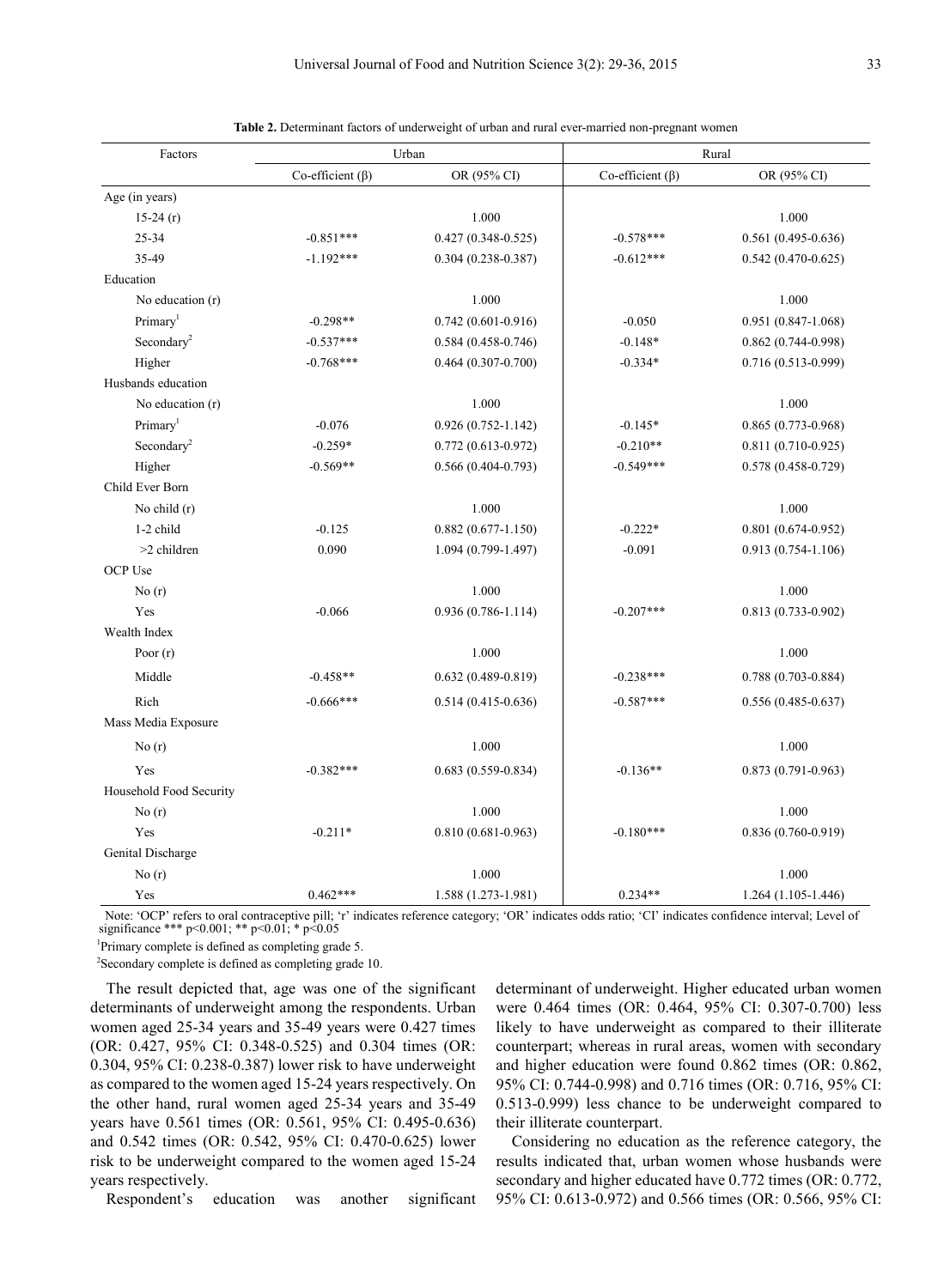**Table 2.** Determinant factors of underweight of urban and rural ever-married non-pregnant women

| Factors | Urban | | Rural | |
|---|---|---|---|---|
| | Co-efficient (β) | OR (95% CI) | Co-efficient (β) | OR (95% CI) |
| Age (in years) | | | | |
| 15-24 (r) | | 1.000 | | 1.000 |
| 25-34 | -0.851*** | 0.427 (0.348-0.525) | -0.578*** | 0.561 (0.495-0.636) |
| 35-49 | -1.192*** | 0.304 (0.238-0.387) | -0.612*** | 0.542 (0.470-0.625) |
| Education | | | | |
| No education (r) | | 1.000 | | 1.000 |
| Primary[1] | -0.298** | 0.742 (0.601-0.916) | -0.050 | 0.951 (0.847-1.068) |
| Secondary[2] | -0.537*** | 0.584 (0.458-0.746) | -0.148* | 0.862 (0.744-0.998) |
| Higher | -0.768*** | 0.464 (0.307-0.700) | -0.334* | 0.716 (0.513-0.999) |
| Husbands education | | | | |
| No education (r) | | 1.000 | | 1.000 |
| Primary[1] | -0.076 | 0.926 (0.752-1.142) | -0.145* | 0.865 (0.773-0.968) |
| Secondary[2] | -0.259* | 0.772 (0.613-0.972) | -0.210** | 0.811 (0.710-0.925) |
| Higher | -0.569** | 0.566 (0.404-0.793) | -0.549*** | 0.578 (0.458-0.729) |
| Child Ever Born | | | | |
| No child (r) | | 1.000 | | 1.000 |
| 1-2 child | -0.125 | 0.882 (0.677-1.150) | -0.222* | 0.801 (0.674-0.952) |
| >2 children | 0.090 | 1.094 (0.799-1.497) | -0.091 | 0.913 (0.754-1.106) |
| OCP Use | | | | |
| No (r) | | 1.000 | | 1.000 |
| Yes | -0.066 | 0.936 (0.786-1.114) | -0.207*** | 0.813 (0.733-0.902) |
| Wealth Index | | | | |
| Poor (r) | | 1.000 | | 1.000 |
| Middle | -0.458** | 0.632 (0.489-0.819) | -0.238*** | 0.788 (0.703-0.884) |
| Rich | -0.666*** | 0.514 (0.415-0.636) | -0.587*** | 0.556 (0.485-0.637) |
| Mass Media Exposure | | | | |
| No (r) | | 1.000 | | 1.000 |
| Yes | -0.382*** | 0.683 (0.559-0.834) | -0.136** | 0.873 (0.791-0.963) |
| Household Food Security | | | | |
| No (r) | | 1.000 | | 1.000 |
| Yes | -0.211* | 0.810 (0.681-0.963) | -0.180*** | 0.836 (0.760-0.919) |
| Genital Discharge | | | | |
| No (r) | | 1.000 | | 1.000 |
| Yes | 0.462*** | 1.588 (1.273-1.981) | 0.234** | 1.264 (1.105-1.446) |

Note: 'OCP' refers to oral contraceptive pill; 'r' indicates reference category; 'OR' indicates odds ratio; 'CI' indicates confidence interval; Level of significance *** $p<0.001$; ** $p<0.01$; * $p<0.05$

[1]Primary complete is defined as completing grade 5.

[2]Secondary complete is defined as completing grade 10.

The result depicted that, age was one of the significant determinants of underweight among the respondents. Urban women aged 25-34 years and 35-49 years were 0.427 times (OR: 0.427, 95% CI: 0.348-0.525) and 0.304 times (OR: 0.304, 95% CI: 0.238-0.387) lower risk to have underweight as compared to the women aged 15-24 years respectively. On the other hand, rural women aged 25-34 years and 35-49 years have 0.561 times (OR: 0.561, 95% CI: 0.495-0.636) and 0.542 times (OR: 0.542, 95% CI: 0.470-0.625) lower risk to be underweight compared to the women aged 15-24 years respectively.

Respondent's education was another significant determinant of underweight. Higher educated urban women were 0.464 times (OR: 0.464, 95% CI: 0.307-0.700) less likely to have underweight as compared to their illiterate counterpart; whereas in rural areas, women with secondary and higher education were found 0.862 times (OR: 0.862, 95% CI: 0.744-0.998) and 0.716 times (OR: 0.716, 95% CI: 0.513-0.999) less chance to be underweight compared to their illiterate counterpart.

Considering no education as the reference category, the results indicated that, urban women whose husbands were secondary and higher educated have 0.772 times (OR: 0.772, 95% CI: 0.613-0.972) and 0.566 times (OR: 0.566, 95% CI: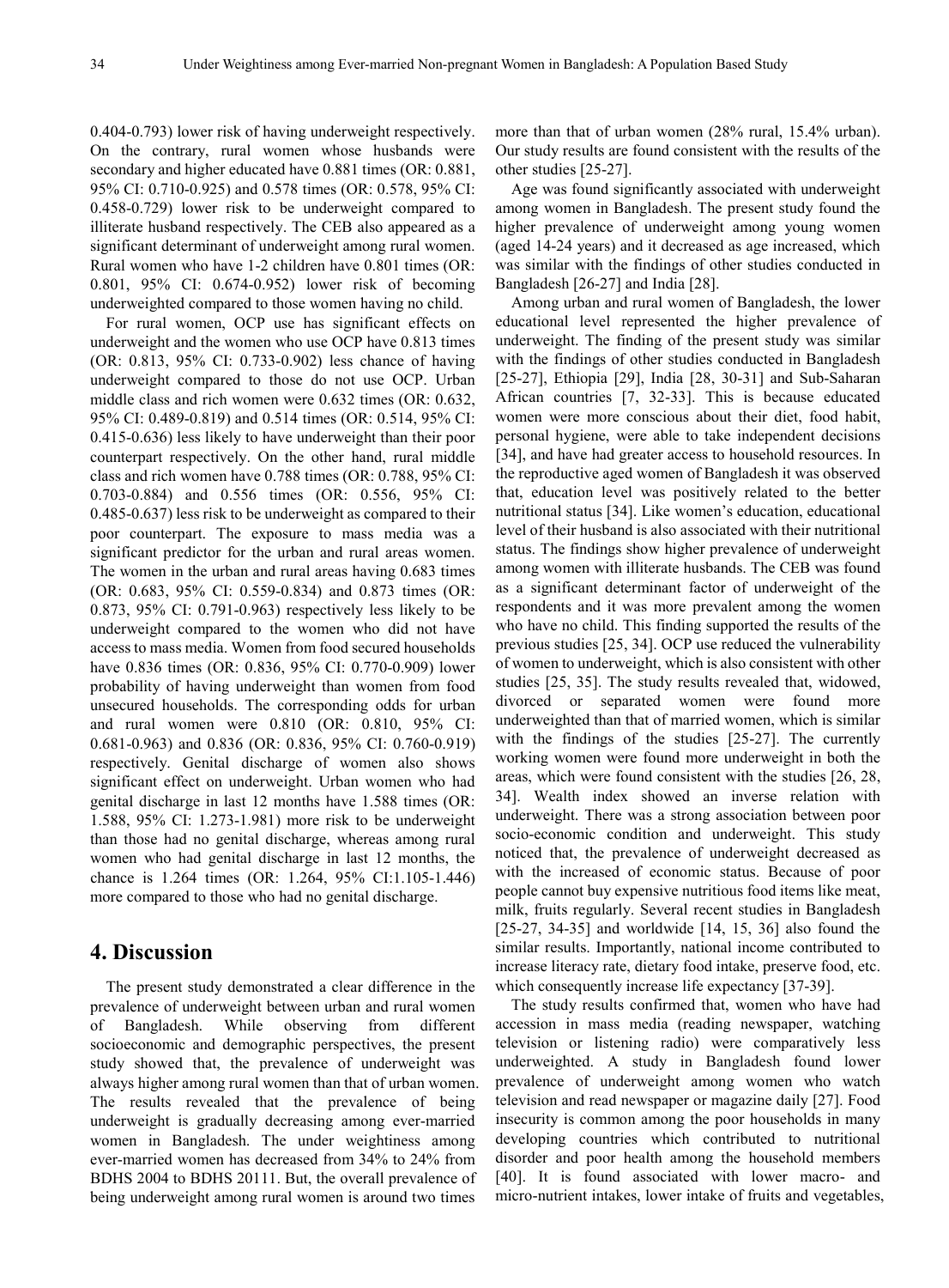0.404-0.793) lower risk of having underweight respectively. On the contrary, rural women whose husbands were secondary and higher educated have 0.881 times (OR: 0.881, 95% CI: 0.710-0.925) and 0.578 times (OR: 0.578, 95% CI: 0.458-0.729) lower risk to be underweight compared to illiterate husband respectively. The CEB also appeared as a significant determinant of underweight among rural women. Rural women who have 1-2 children have 0.801 times (OR: 0.801, 95% CI: 0.674-0.952) lower risk of becoming underweighted compared to those women having no child.

For rural women, OCP use has significant effects on underweight and the women who use OCP have 0.813 times (OR: 0.813, 95% CI: 0.733-0.902) less chance of having underweight compared to those do not use OCP. Urban middle class and rich women were 0.632 times (OR: 0.632, 95% CI: 0.489-0.819) and 0.514 times (OR: 0.514, 95% CI: 0.415-0.636) less likely to have underweight than their poor counterpart respectively. On the other hand, rural middle class and rich women have 0.788 times (OR: 0.788, 95% CI: 0.703-0.884) and 0.556 times (OR: 0.556, 95% CI: 0.485-0.637) less risk to be underweight as compared to their poor counterpart. The exposure to mass media was a significant predictor for the urban and rural areas women. The women in the urban and rural areas having 0.683 times (OR: 0.683, 95% CI: 0.559-0.834) and 0.873 times (OR: 0.873, 95% CI: 0.791-0.963) respectively less likely to be underweight compared to the women who did not have access to mass media. Women from food secured households have 0.836 times (OR: 0.836, 95% CI: 0.770-0.909) lower probability of having underweight than women from food unsecured households. The corresponding odds for urban and rural women were 0.810 (OR: 0.810, 95% CI: 0.681-0.963) and 0.836 (OR: 0.836, 95% CI: 0.760-0.919) respectively. Genital discharge of women also shows significant effect on underweight. Urban women who had genital discharge in last 12 months have 1.588 times (OR: 1.588, 95% CI: 1.273-1.981) more risk to be underweight than those had no genital discharge, whereas among rural women who had genital discharge in last 12 months, the chance is 1.264 times (OR: 1.264, 95% CI:1.105-1.446) more compared to those who had no genital discharge.

## 4. Discussion

The present study demonstrated a clear difference in the prevalence of underweight between urban and rural women of Bangladesh. While observing from different socioeconomic and demographic perspectives, the present study showed that, the prevalence of underweight was always higher among rural women than that of urban women. The results revealed that the prevalence of being underweight is gradually decreasing among ever-married women in Bangladesh. The under weightiness among ever-married women has decreased from 34% to 24% from BDHS 2004 to BDHS 20111. But, the overall prevalence of being underweight among rural women is around two times more than that of urban women (28% rural, 15.4% urban). Our study results are found consistent with the results of the other studies [25-27].

Age was found significantly associated with underweight among women in Bangladesh. The present study found the higher prevalence of underweight among young women (aged 14-24 years) and it decreased as age increased, which was similar with the findings of other studies conducted in Bangladesh [26-27] and India [28].

Among urban and rural women of Bangladesh, the lower educational level represented the higher prevalence of underweight. The finding of the present study was similar with the findings of other studies conducted in Bangladesh [25-27], Ethiopia [29], India [28, 30-31] and Sub-Saharan African countries [7, 32-33]. This is because educated women were more conscious about their diet, food habit, personal hygiene, were able to take independent decisions [34], and have had greater access to household resources. In the reproductive aged women of Bangladesh it was observed that, education level was positively related to the better nutritional status [34]. Like women's education, educational level of their husband is also associated with their nutritional status. The findings show higher prevalence of underweight among women with illiterate husbands. The CEB was found as a significant determinant factor of underweight of the respondents and it was more prevalent among the women who have no child. This finding supported the results of the previous studies [25, 34]. OCP use reduced the vulnerability of women to underweight, which is also consistent with other studies [25, 35]. The study results revealed that, widowed, divorced or separated women were found more underweighted than that of married women, which is similar with the findings of the studies [25-27]. The currently working women were found more underweight in both the areas, which were found consistent with the studies [26, 28, 34]. Wealth index showed an inverse relation with underweight. There was a strong association between poor socio-economic condition and underweight. This study noticed that, the prevalence of underweight decreased as with the increased of economic status. Because of poor people cannot buy expensive nutritious food items like meat, milk, fruits regularly. Several recent studies in Bangladesh [25-27, 34-35] and worldwide [14, 15, 36] also found the similar results. Importantly, national income contributed to increase literacy rate, dietary food intake, preserve food, etc. which consequently increase life expectancy [37-39].

The study results confirmed that, women who have had accession in mass media (reading newspaper, watching television or listening radio) were comparatively less underweighted. A study in Bangladesh found lower prevalence of underweight among women who watch television and read newspaper or magazine daily [27]. Food insecurity is common among the poor households in many developing countries which contributed to nutritional disorder and poor health among the household members [40]. It is found associated with lower macro- and micro-nutrient intakes, lower intake of fruits and vegetables,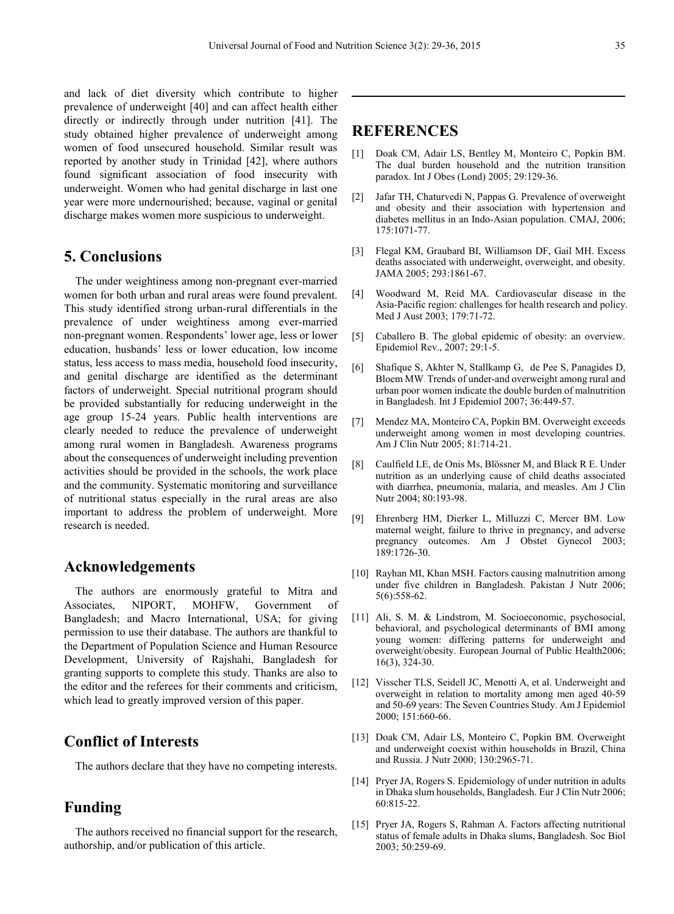and lack of diet diversity which contribute to higher prevalence of underweight [40] and can affect health either directly or indirectly through under nutrition [41]. The study obtained higher prevalence of underweight among women of food unsecured household. Similar result was reported by another study in Trinidad [42], where authors found significant association of food insecurity with underweight. Women who had genital discharge in last one year were more undernourished; because, vaginal or genital discharge makes women more suspicious to underweight.

## 5. Conclusions

The under weightiness among non-pregnant ever-married women for both urban and rural areas were found prevalent. This study identified strong urban-rural differentials in the prevalence of under weightiness among ever-married non-pregnant women. Respondents' lower age, less or lower education, husbands' less or lower education, low income status, less access to mass media, household food insecurity, and genital discharge are identified as the determinant factors of underweight. Special nutritional program should be provided substantially for reducing underweight in the age group 15-24 years. Public health interventions are clearly needed to reduce the prevalence of underweight among rural women in Bangladesh. Awareness programs about the consequences of underweight including prevention activities should be provided in the schools, the work place and the community. Systematic monitoring and surveillance of nutritional status especially in the rural areas are also important to address the problem of underweight. More research is needed.

## Acknowledgements

The authors are enormously grateful to Mitra and Associates, NIPORT, MOHFW, Government of Bangladesh; and Macro International, USA; for giving permission to use their database. The authors are thankful to the Department of Population Science and Human Resource Development, University of Rajshahi, Bangladesh for granting supports to complete this study. Thanks are also to the editor and the referees for their comments and criticism, which lead to greatly improved version of this paper.

## Conflict of Interests

The authors declare that they have no competing interests.

## Funding

The authors received no financial support for the research, authorship, and/or publication of this article.

## REFERENCES

[1] Doak CM, Adair LS, Bentley M, Monteiro C, Popkin BM. The dual burden household and the nutrition transition paradox. Int J Obes (Lond) 2005; 29:129-36.

[2] Jafar TH, Chaturvedi N, Pappas G. Prevalence of overweight and obesity and their association with hypertension and diabetes mellitus in an Indo-Asian population. CMAJ, 2006; 175:1071-77.

[3] Flegal KM, Graubard BI, Williamson DF, Gail MH. Excess deaths associated with underweight, overweight, and obesity. JAMA 2005; 293:1861-67.

[4] Woodward M, Reid MA. Cardiovascular disease in the Asia-Pacific region: challenges for health research and policy. Med J Aust 2003; 179:71-72.

[5] Caballero B. The global epidemic of obesity: an overview. Epidemiol Rev., 2007; 29:1-5.

[6] Shafique S, Akhter N, Stallkamp G, de Pee S, Panagides D, Bloem MW. Trends of under-and overweight among rural and urban poor women indicate the double burden of malnutrition in Bangladesh. Int J Epidemiol 2007; 36:449-57.

[7] Mendez MA, Monteiro CA, Popkin BM. Overweight exceeds underweight among women in most developing countries. Am J Clin Nutr 2005; 81:714-21.

[8] Caulfield LE, de Onis Ms, Blössner M, and Black R E. Under nutrition as an underlying cause of child deaths associated with diarrhea, pneumonia, malaria, and measles. Am J Clin Nutr 2004; 80:193-98.

[9] Ehrenberg HM, Dierker L, Milluzzi C, Mercer BM. Low maternal weight, failure to thrive in pregnancy, and adverse pregnancy outcomes. Am J Obstet Gynecol 2003; 189:1726-30.

[10] Rayhan MI, Khan MSH. Factors causing malnutrition among under five children in Bangladesh. Pakistan J Nutr 2006; 5(6):558-62.

[11] Ali, S. M. & Lindstrom, M. Socioeconomic, psychosocial, behavioral, and psychological determinants of BMI among young women: differing patterns for underweight and overweight/obesity. European Journal of Public Health2006; 16(3), 324-30.

[12] Visscher TLS, Seidell JC, Menotti A, et al. Underweight and overweight in relation to mortality among men aged 40-59 and 50-69 years: The Seven Countries Study. Am J Epidemiol 2000; 151:660-66.

[13] Doak CM, Adair LS, Monteiro C, Popkin BM. Overweight and underweight coexist within households in Brazil, China and Russia. J Nutr 2000; 130:2965-71.

[14] Pryer JA, Rogers S. Epidemiology of under nutrition in adults in Dhaka slum households, Bangladesh. Eur J Clin Nutr 2006; 60:815-22.

[15] Pryer JA, Rogers S, Rahman A. Factors affecting nutritional status of female adults in Dhaka slums, Bangladesh. Soc Biol 2003; 50:259-69.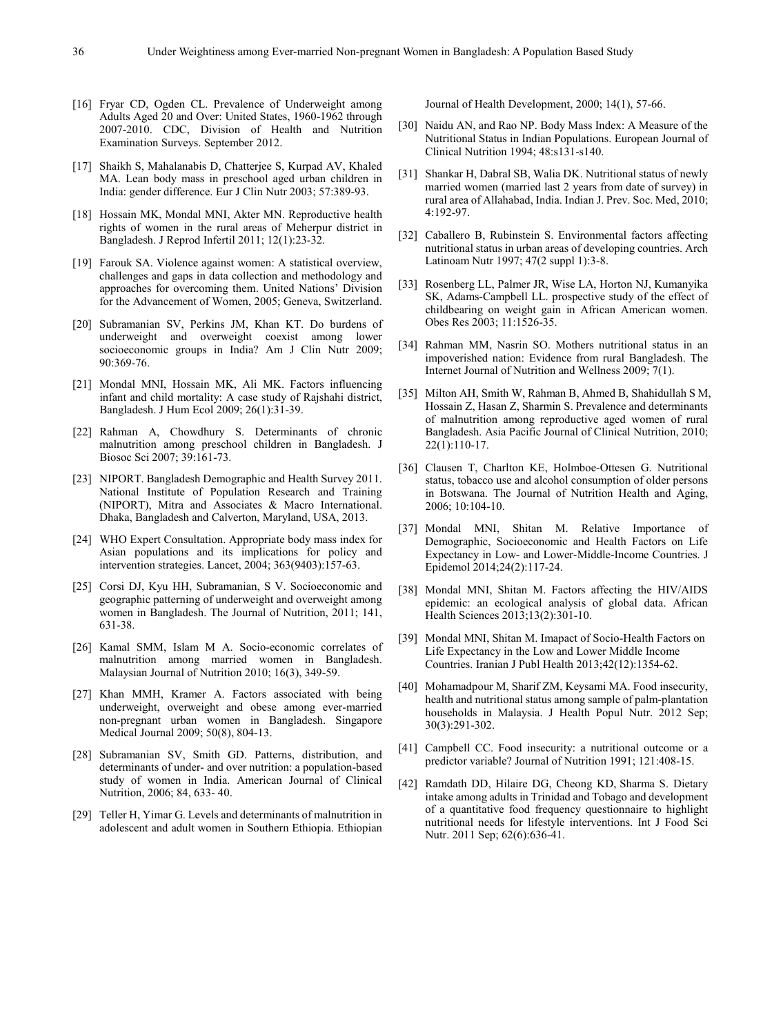[16] Fryar CD, Ogden CL. Prevalence of Underweight among Adults Aged 20 and Over: United States, 1960-1962 through 2007-2010. CDC, Division of Health and Nutrition Examination Surveys. September 2012.

[17] Shaikh S, Mahalanabis D, Chatterjee S, Kurpad AV, Khaled MA. Lean body mass in preschool aged urban children in India: gender difference. Eur J Clin Nutr 2003; 57:389-93.

[18] Hossain MK, Mondal MNI, Akter MN. Reproductive health rights of women in the rural areas of Meherpur district in Bangladesh. J Reprod Infertil 2011; 12(1):23-32.

[19] Farouk SA. Violence against women: A statistical overview, challenges and gaps in data collection and methodology and approaches for overcoming them. United Nations' Division for the Advancement of Women, 2005; Geneva, Switzerland.

[20] Subramanian SV, Perkins JM, Khan KT. Do burdens of underweight and overweight coexist among lower socioeconomic groups in India? Am J Clin Nutr 2009; 90:369-76.

[21] Mondal MNI, Hossain MK, Ali MK. Factors influencing infant and child mortality: A case study of Rajshahi district, Bangladesh. J Hum Ecol 2009; 26(1):31-39.

[22] Rahman A, Chowdhury S. Determinants of chronic malnutrition among preschool children in Bangladesh. J Biosoc Sci 2007; 39:161-73.

[23] NIPORT. Bangladesh Demographic and Health Survey 2011. National Institute of Population Research and Training (NIPORT), Mitra and Associates & Macro International. Dhaka, Bangladesh and Calverton, Maryland, USA, 2013.

[24] WHO Expert Consultation. Appropriate body mass index for Asian populations and its implications for policy and intervention strategies. Lancet, 2004; 363(9403):157-63.

[25] Corsi DJ, Kyu HH, Subramanian, S V. Socioeconomic and geographic patterning of underweight and overweight among women in Bangladesh. The Journal of Nutrition, 2011; 141, 631-38.

[26] Kamal SMM, Islam M A. Socio-economic correlates of malnutrition among married women in Bangladesh. Malaysian Journal of Nutrition 2010; 16(3), 349-59.

[27] Khan MMH, Kramer A. Factors associated with being underweight, overweight and obese among ever-married non-pregnant urban women in Bangladesh. Singapore Medical Journal 2009; 50(8), 804-13.

[28] Subramanian SV, Smith GD. Patterns, distribution, and determinants of under- and over nutrition: a population-based study of women in India. American Journal of Clinical Nutrition, 2006; 84, 633- 40.

[29] Teller H, Yimar G. Levels and determinants of malnutrition in adolescent and adult women in Southern Ethiopia. Ethiopian Journal of Health Development, 2000; 14(1), 57-66.

[30] Naidu AN, and Rao NP. Body Mass Index: A Measure of the Nutritional Status in Indian Populations. European Journal of Clinical Nutrition 1994; 48:s131-s140.

[31] Shankar H, Dabral SB, Walia DK. Nutritional status of newly married women (married last 2 years from date of survey) in rural area of Allahabad, India. Indian J. Prev. Soc. Med, 2010; 4:192-97.

[32] Caballero B, Rubinstein S. Environmental factors affecting nutritional status in urban areas of developing countries. Arch Latinoam Nutr 1997; 47(2 suppl 1):3-8.

[33] Rosenberg LL, Palmer JR, Wise LA, Horton NJ, Kumanyika SK, Adams-Campbell LL. prospective study of the effect of childbearing on weight gain in African American women. Obes Res 2003; 11:1526-35.

[34] Rahman MM, Nasrin SO. Mothers nutritional status in an impoverished nation: Evidence from rural Bangladesh. The Internet Journal of Nutrition and Wellness 2009; 7(1).

[35] Milton AH, Smith W, Rahman B, Ahmed B, Shahidullah S M, Hossain Z, Hasan Z, Sharmin S. Prevalence and determinants of malnutrition among reproductive aged women of rural Bangladesh. Asia Pacific Journal of Clinical Nutrition, 2010; 22(1):110-17.

[36] Clausen T, Charlton KE, Holmboe-Ottesen G. Nutritional status, tobacco use and alcohol consumption of older persons in Botswana. The Journal of Nutrition Health and Aging, 2006; 10:104-10.

[37] Mondal MNI, Shitan M. Relative Importance of Demographic, Socioeconomic and Health Factors on Life Expectancy in Low- and Lower-Middle-Income Countries. J Epidemol 2014;24(2):117-24.

[38] Mondal MNI, Shitan M. Factors affecting the HIV/AIDS epidemic: an ecological analysis of global data. African Health Sciences 2013;13(2):301-10.

[39] Mondal MNI, Shitan M. Imapact of Socio-Health Factors on Life Expectancy in the Low and Lower Middle Income Countries. Iranian J Publ Health 2013;42(12):1354-62.

[40] Mohamadpour M, Sharif ZM, Keysami MA. Food insecurity, health and nutritional status among sample of palm-plantation households in Malaysia. J Health Popul Nutr. 2012 Sep; 30(3):291-302.

[41] Campbell CC. Food insecurity: a nutritional outcome or a predictor variable? Journal of Nutrition 1991; 121:408-15.

[42] Ramdath DD, Hilaire DG, Cheong KD, Sharma S. Dietary intake among adults in Trinidad and Tobago and development of a quantitative food frequency questionnaire to highlight nutritional needs for lifestyle interventions. Int J Food Sci Nutr. 2011 Sep; 62(6):636-41.